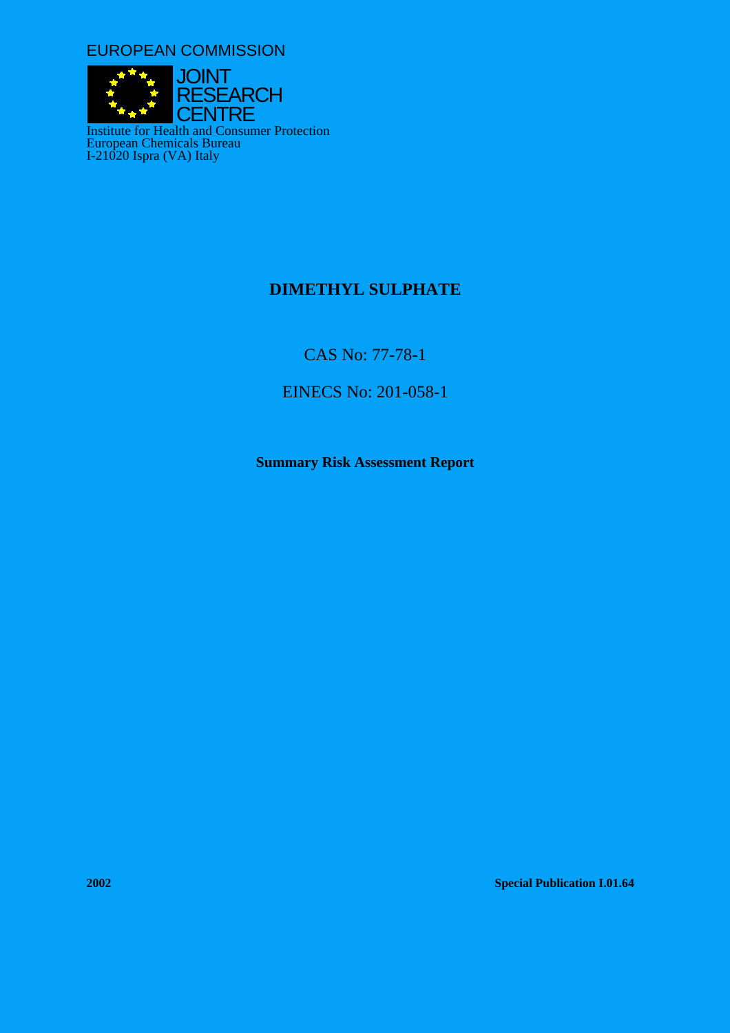EUROPEAN COMMISSION

JOINT RESEARCH CENTRE

Institute for Health and Consumer Protection
European Chemicals Bureau
I-21020 Ispra (VA) Italy

# DIMETHYL SULPHATE

CAS No: 77-78-1

EINECS No: 201-058-1

**Summary Risk Assessment Report**

**2002** **Special Publication I.01.64**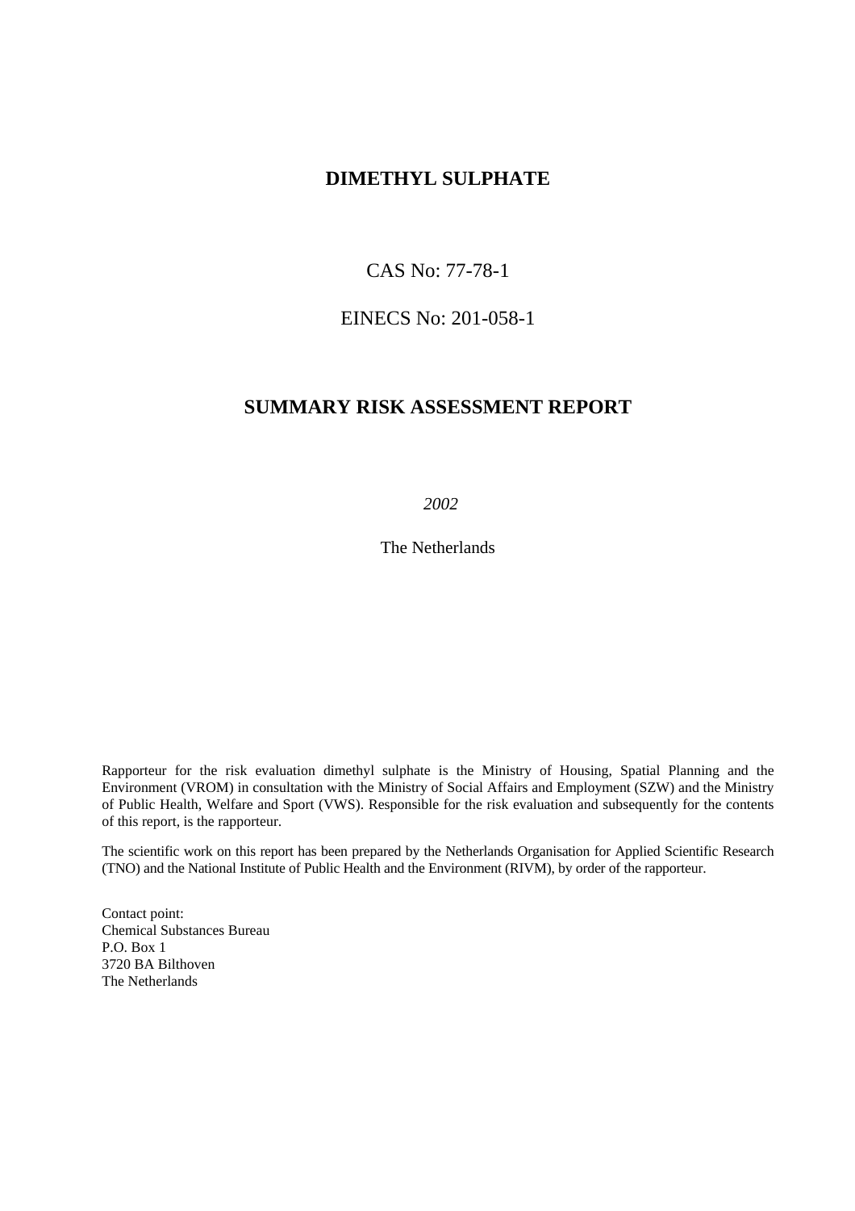# DIMETHYL SULPHATE

CAS No: 77-78-1

EINECS No: 201-058-1

## SUMMARY RISK ASSESSMENT REPORT

*2002*

The Netherlands

Rapporteur for the risk evaluation dimethyl sulphate is the Ministry of Housing, Spatial Planning and the Environment (VROM) in consultation with the Ministry of Social Affairs and Employment (SZW) and the Ministry of Public Health, Welfare and Sport (VWS). Responsible for the risk evaluation and subsequently for the contents of this report, is the rapporteur.

The scientific work on this report has been prepared by the Netherlands Organisation for Applied Scientific Research (TNO) and the National Institute of Public Health and the Environment (RIVM), by order of the rapporteur.

Contact point:
Chemical Substances Bureau
P.O. Box 1
3720 BA Bilthoven
The Netherlands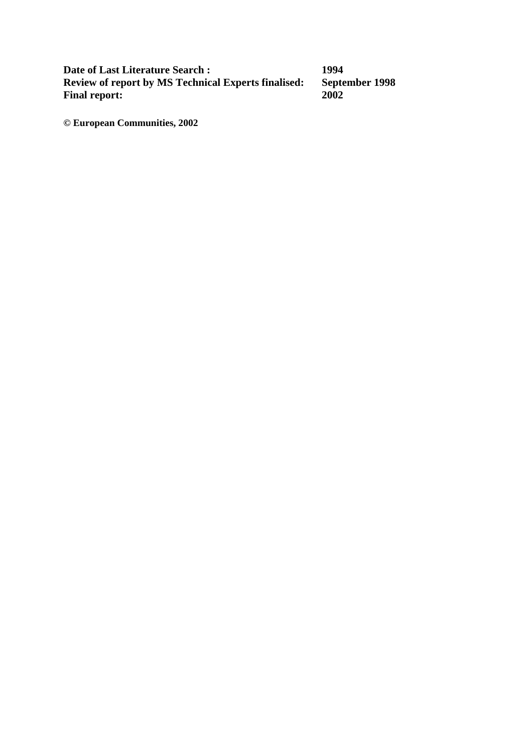| **Date of Last Literature Search :** | **1994** |
| --- | --- |
| **Review of report by MS Technical Experts finalised:** | **September 1998** |
| **Final report:** | **2002** |

**© European Communities, 2002**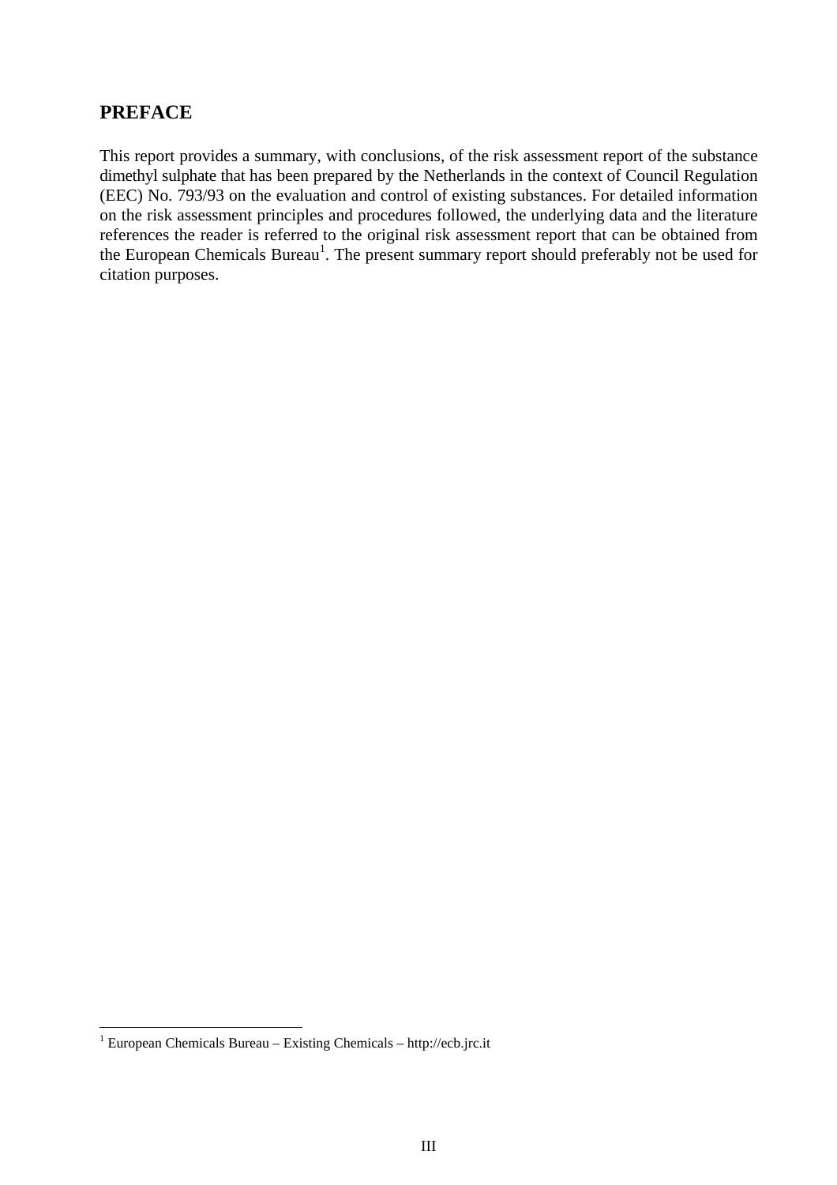## PREFACE

This report provides a summary, with conclusions, of the risk assessment report of the substance dimethyl sulphate that has been prepared by the Netherlands in the context of Council Regulation (EEC) No. 793/93 on the evaluation and control of existing substances. For detailed information on the risk assessment principles and procedures followed, the underlying data and the literature references the reader is referred to the original risk assessment report that can be obtained from the European Chemicals Bureau[1]. The present summary report should preferably not be used for citation purposes.

[1] European Chemicals Bureau – Existing Chemicals – http://ecb.jrc.it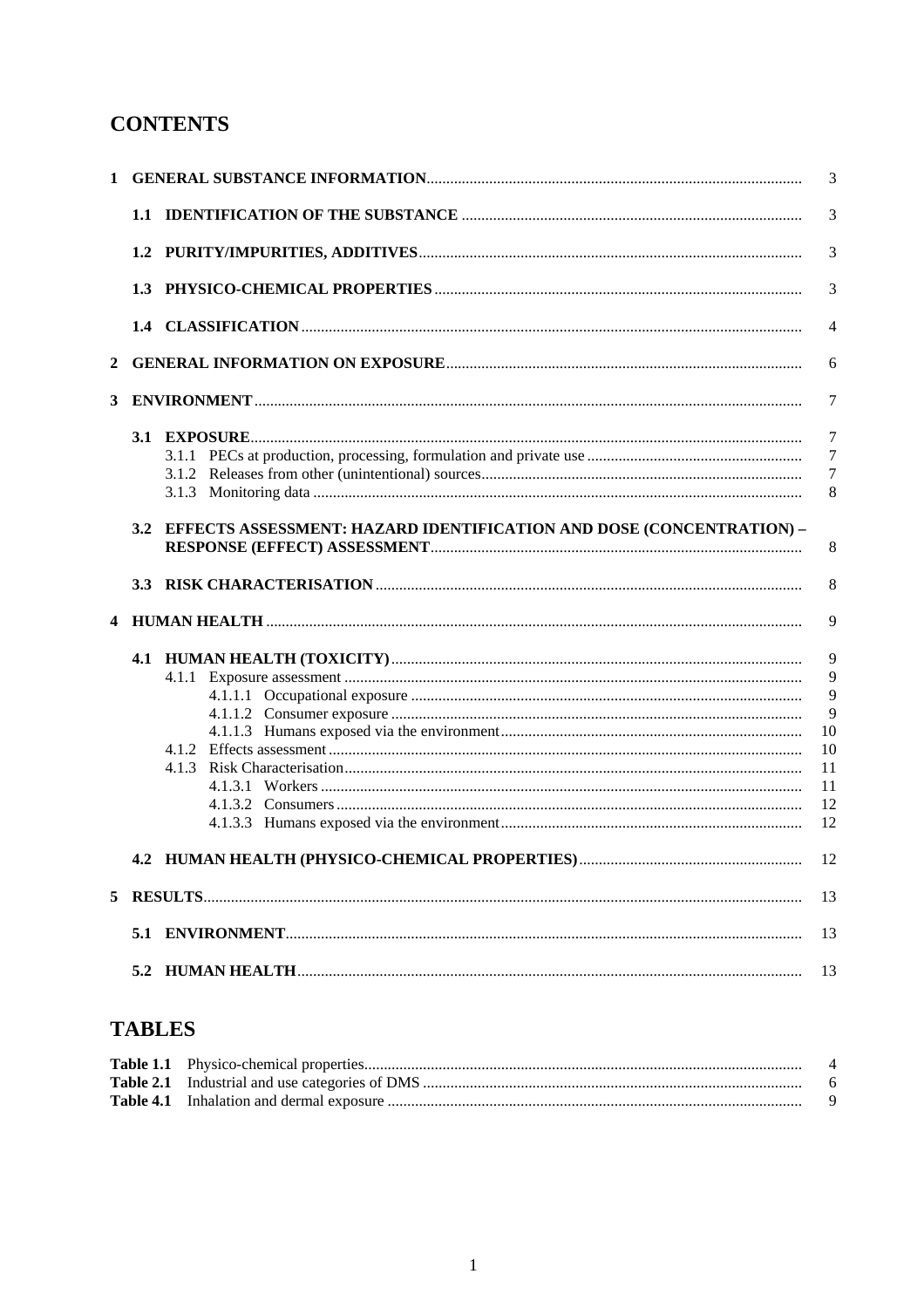# CONTENTS

1 GENERAL SUBSTANCE INFORMATION ..... 3

1.1 IDENTIFICATION OF THE SUBSTANCE ..... 3

1.2 PURITY/IMPURITIES, ADDITIVES ..... 3

1.3 PHYSICO-CHEMICAL PROPERTIES ..... 3

1.4 CLASSIFICATION ..... 4

2 GENERAL INFORMATION ON EXPOSURE ..... 6

3 ENVIRONMENT ..... 7

3.1 EXPOSURE ..... 7
- 3.1.1 PECs at production, processing, formulation and private use ..... 7
- 3.1.2 Releases from other (unintentional) sources ..... 7
- 3.1.3 Monitoring data ..... 8

3.2 EFFECTS ASSESSMENT: HAZARD IDENTIFICATION AND DOSE (CONCENTRATION) – RESPONSE (EFFECT) ASSESSMENT ..... 8

3.3 RISK CHARACTERISATION ..... 8

4 HUMAN HEALTH ..... 9

4.1 HUMAN HEALTH (TOXICITY) ..... 9
- 4.1.1 Exposure assessment ..... 9
  - 4.1.1.1 Occupational exposure ..... 9
  - 4.1.1.2 Consumer exposure ..... 9
  - 4.1.1.3 Humans exposed via the environment ..... 10
- 4.1.2 Effects assessment ..... 10
- 4.1.3 Risk Characterisation ..... 11
  - 4.1.3.1 Workers ..... 11
  - 4.1.3.2 Consumers ..... 12
  - 4.1.3.3 Humans exposed via the environment ..... 12

4.2 HUMAN HEALTH (PHYSICO-CHEMICAL PROPERTIES) ..... 12

5 RESULTS ..... 13

5.1 ENVIRONMENT ..... 13

5.2 HUMAN HEALTH ..... 13

# TABLES

**Table 1.1** Physico-chemical properties ..... 4
**Table 2.1** Industrial and use categories of DMS ..... 6
**Table 4.1** Inhalation and dermal exposure ..... 9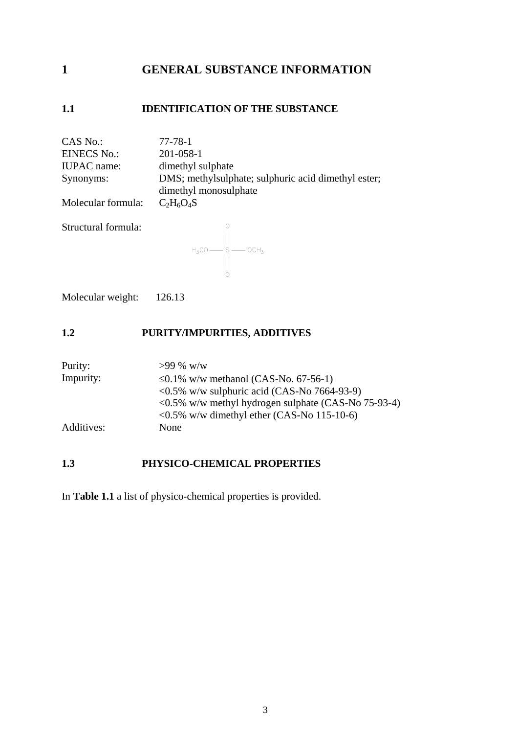# 1 GENERAL SUBSTANCE INFORMATION

## 1.1 IDENTIFICATION OF THE SUBSTANCE

CAS No.: 77-78-1
EINECS No.: 201-058-1
IUPAC name: dimethyl sulphate
Synonyms: DMS; methylsulphate; sulphuric acid dimethyl ester; dimethyl monosulphate
Molecular formula: $C_2H_6O_4S$

Structural formula:

$$H_3CO - \overset{\displaystyle O}{\overset{\|}{\underset{\underset{\displaystyle O}{\|}}{S}}} - OCH_3$$

Molecular weight: 126.13

## 1.2 PURITY/IMPURITIES, ADDITIVES

Purity: >99 % w/w
Impurity: ≤0.1% w/w methanol (CAS-No. 67-56-1)
<0.5% w/w sulphuric acid (CAS-No 7664-93-9)
<0.5% w/w methyl hydrogen sulphate (CAS-No 75-93-4)
<0.5% w/w dimethyl ether (CAS-No 115-10-6)
Additives: None

## 1.3 PHYSICO-CHEMICAL PROPERTIES

In **Table 1.1** a list of physico-chemical properties is provided.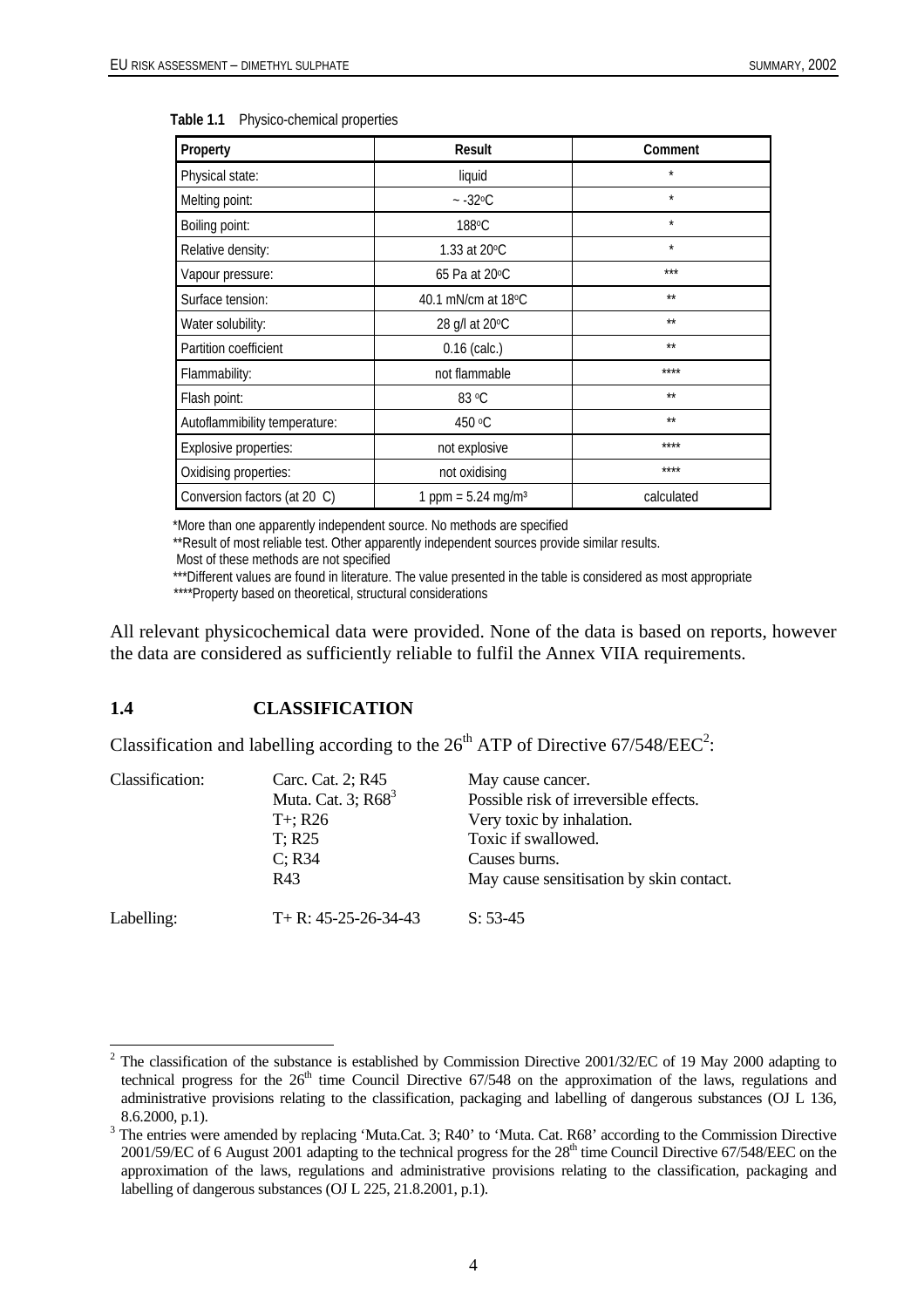**Table 1.1** Physico-chemical properties

| Property | Result | Comment |
|---|---|---|
| Physical state: | liquid | * |
| Melting point: | ~ -32°C | * |
| Boiling point: | 188°C | * |
| Relative density: | 1.33 at 20°C | * |
| Vapour pressure: | 65 Pa at 20°C | *** |
| Surface tension: | 40.1 mN/cm at 18°C | ** |
| Water solubility: | 28 g/l at 20°C | ** |
| Partition coefficient | 0.16 (calc.) | ** |
| Flammability: | not flammable | **** |
| Flash point: | 83 °C | ** |
| Autoflammibility temperature: | 450 °C | ** |
| Explosive properties: | not explosive | **** |
| Oxidising properties: | not oxidising | **** |
| Conversion factors (at 20 C) | 1 ppm = 5.24 mg/m³ | calculated |

*More than one apparently independent source. No methods are specified

**Result of most reliable test. Other apparently independent sources provide similar results.
Most of these methods are not specified

***Different values are found in literature. The value presented in the table is considered as most appropriate

****Property based on theoretical, structural considerations

All relevant physicochemical data were provided. None of the data is based on reports, however the data are considered as sufficiently reliable to fulfil the Annex VIIA requirements.

## 1.4 CLASSIFICATION

Classification and labelling according to the 26th ATP of Directive 67/548/EEC[2]:

| | | |
|---|---|---|
| Classification: | Carc. Cat. 2; R45 | May cause cancer. |
| | Muta. Cat. 3; R68[3] | Possible risk of irreversible effects. |
| | T+; R26 | Very toxic by inhalation. |
| | T; R25 | Toxic if swallowed. |
| | C; R34 | Causes burns. |
| | R43 | May cause sensitisation by skin contact. |
| Labelling: | T+ R: 45-25-26-34-43 | S: 53-45 |

[2] The classification of the substance is established by Commission Directive 2001/32/EC of 19 May 2000 adapting to technical progress for the 26th time Council Directive 67/548 on the approximation of the laws, regulations and administrative provisions relating to the classification, packaging and labelling of dangerous substances (OJ L 136, 8.6.2000, p.1).

[3] The entries were amended by replacing 'Muta.Cat. 3; R40' to 'Muta. Cat. R68' according to the Commission Directive 2001/59/EC of 6 August 2001 adapting to the technical progress for the 28th time Council Directive 67/548/EEC on the approximation of the laws, regulations and administrative provisions relating to the classification, packaging and labelling of dangerous substances (OJ L 225, 21.8.2001, p.1).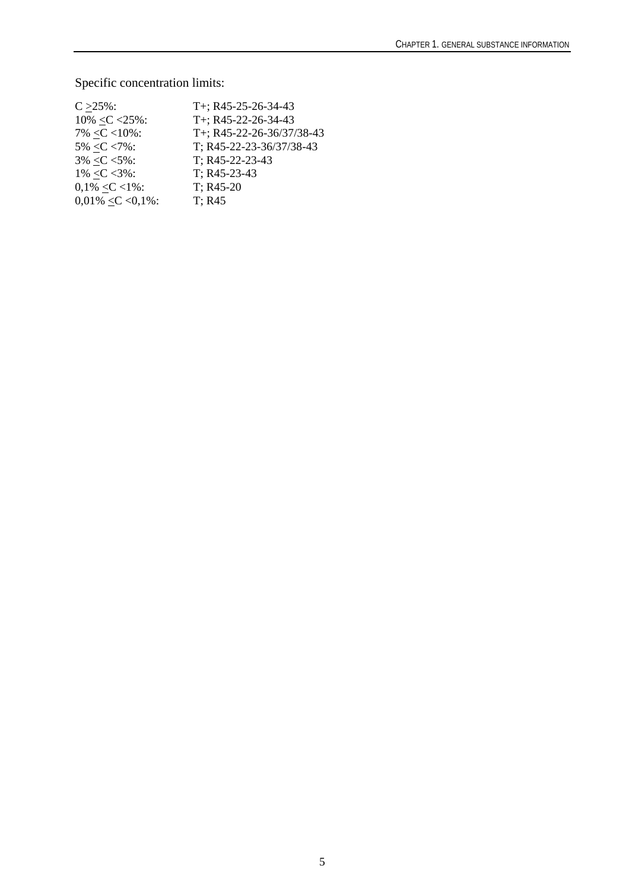Specific concentration limits:

| | |
|---|---|
| C ≥25%: | T+; R45-25-26-34-43 |
| 10% ≤C <25%: | T+; R45-22-26-34-43 |
| 7% ≤C <10%: | T+; R45-22-26-36/37/38-43 |
| 5% ≤C <7%: | T; R45-22-23-36/37/38-43 |
| 3% ≤C <5%: | T; R45-22-23-43 |
| 1% ≤C <3%: | T; R45-23-43 |
| 0,1% ≤C <1%: | T; R45-20 |
| 0,01% ≤C <0,1%: | T; R45 |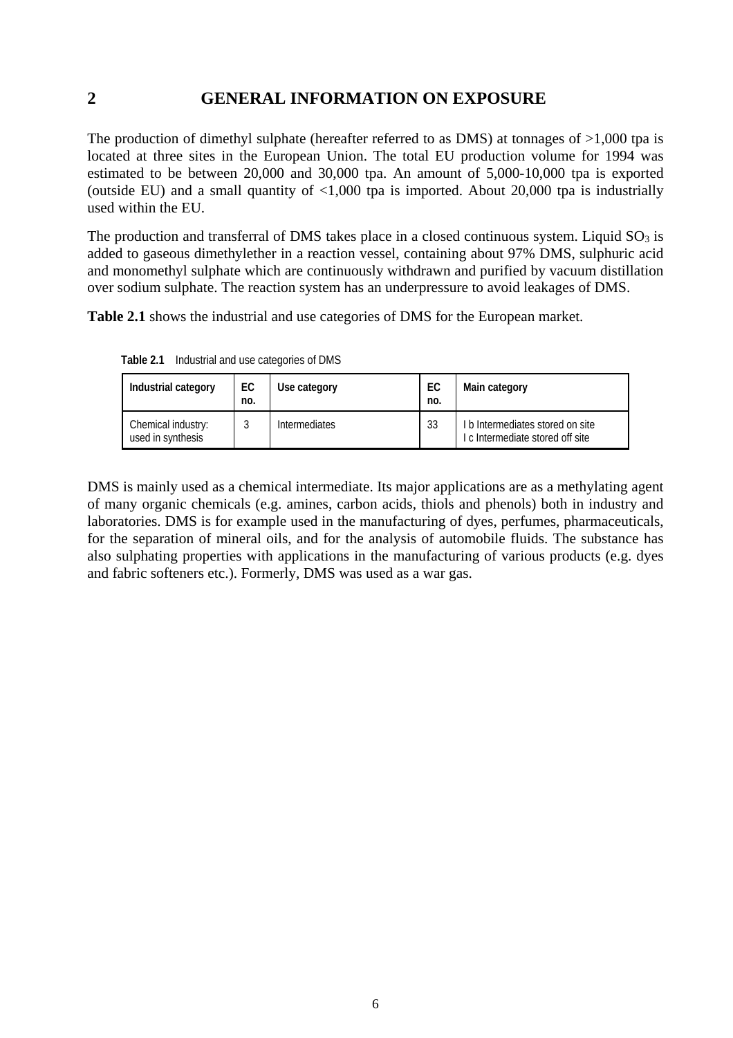# 2 GENERAL INFORMATION ON EXPOSURE

The production of dimethyl sulphate (hereafter referred to as DMS) at tonnages of >1,000 tpa is located at three sites in the European Union. The total EU production volume for 1994 was estimated to be between 20,000 and 30,000 tpa. An amount of 5,000-10,000 tpa is exported (outside EU) and a small quantity of <1,000 tpa is imported. About 20,000 tpa is industrially used within the EU.

The production and transferral of DMS takes place in a closed continuous system. Liquid $SO_3$ is added to gaseous dimethylether in a reaction vessel, containing about 97% DMS, sulphuric acid and monomethyl sulphate which are continuously withdrawn and purified by vacuum distillation over sodium sulphate. The reaction system has an underpressure to avoid leakages of DMS.

**Table 2.1** shows the industrial and use categories of DMS for the European market.

**Table 2.1** Industrial and use categories of DMS

| Industrial category | EC no. | Use category | EC no. | Main category |
|---|---|---|---|---|
| Chemical industry: used in synthesis | 3 | Intermediates | 33 | I b Intermediates stored on site<br>I c Intermediate stored off site |

DMS is mainly used as a chemical intermediate. Its major applications are as a methylating agent of many organic chemicals (e.g. amines, carbon acids, thiols and phenols) both in industry and laboratories. DMS is for example used in the manufacturing of dyes, perfumes, pharmaceuticals, for the separation of mineral oils, and for the analysis of automobile fluids. The substance has also sulphating properties with applications in the manufacturing of various products (e.g. dyes and fabric softeners etc.). Formerly, DMS was used as a war gas.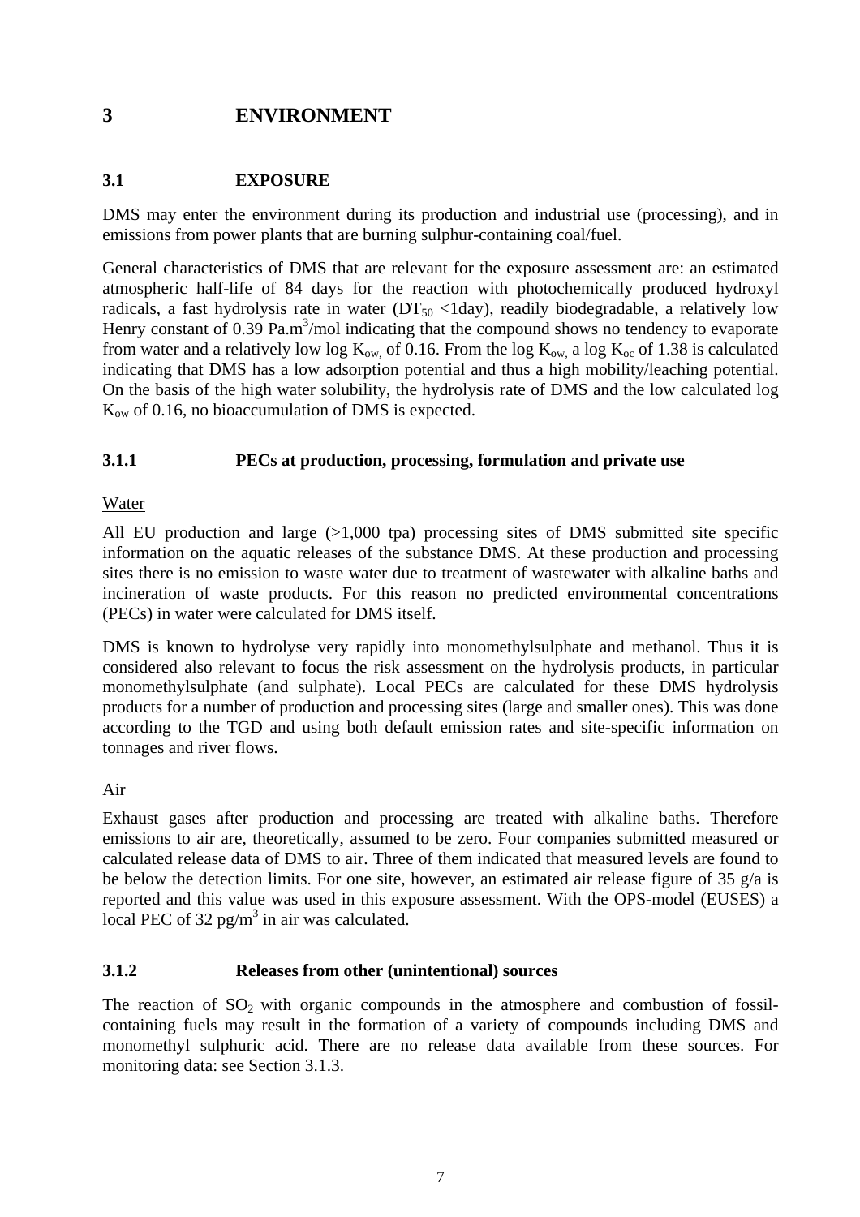# 3 ENVIRONMENT

## 3.1 EXPOSURE

DMS may enter the environment during its production and industrial use (processing), and in emissions from power plants that are burning sulphur-containing coal/fuel.

General characteristics of DMS that are relevant for the exposure assessment are: an estimated atmospheric half-life of 84 days for the reaction with photochemically produced hydroxyl radicals, a fast hydrolysis rate in water ($DT_{50}$ <1day), readily biodegradable, a relatively low Henry constant of 0.39 Pa.m$^3$/mol indicating that the compound shows no tendency to evaporate from water and a relatively low log $K_{ow}$, of 0.16. From the log $K_{ow}$, a log $K_{oc}$ of 1.38 is calculated indicating that DMS has a low adsorption potential and thus a high mobility/leaching potential. On the basis of the high water solubility, the hydrolysis rate of DMS and the low calculated log $K_{ow}$ of 0.16, no bioaccumulation of DMS is expected.

### 3.1.1 PECs at production, processing, formulation and private use

Water

All EU production and large (>1,000 tpa) processing sites of DMS submitted site specific information on the aquatic releases of the substance DMS. At these production and processing sites there is no emission to waste water due to treatment of wastewater with alkaline baths and incineration of waste products. For this reason no predicted environmental concentrations (PECs) in water were calculated for DMS itself.

DMS is known to hydrolyse very rapidly into monomethylsulphate and methanol. Thus it is considered also relevant to focus the risk assessment on the hydrolysis products, in particular monomethylsulphate (and sulphate). Local PECs are calculated for these DMS hydrolysis products for a number of production and processing sites (large and smaller ones). This was done according to the TGD and using both default emission rates and site-specific information on tonnages and river flows.

Air

Exhaust gases after production and processing are treated with alkaline baths. Therefore emissions to air are, theoretically, assumed to be zero. Four companies submitted measured or calculated release data of DMS to air. Three of them indicated that measured levels are found to be below the detection limits. For one site, however, an estimated air release figure of 35 g/a is reported and this value was used in this exposure assessment. With the OPS-model (EUSES) a local PEC of 32 pg/m$^3$ in air was calculated.

### 3.1.2 Releases from other (unintentional) sources

The reaction of $SO_2$ with organic compounds in the atmosphere and combustion of fossil-containing fuels may result in the formation of a variety of compounds including DMS and monomethyl sulphuric acid. There are no release data available from these sources. For monitoring data: see Section 3.1.3.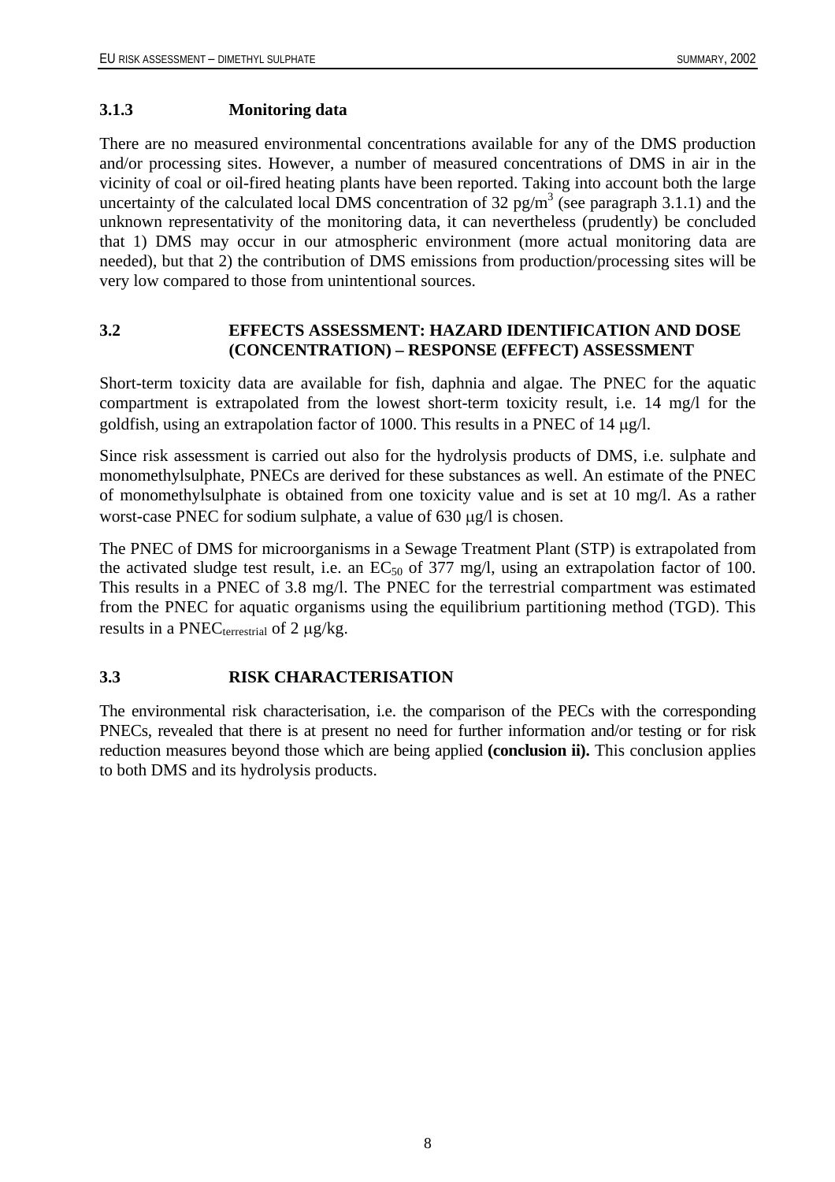### 3.1.3 Monitoring data

There are no measured environmental concentrations available for any of the DMS production and/or processing sites. However, a number of measured concentrations of DMS in air in the vicinity of coal or oil-fired heating plants have been reported. Taking into account both the large uncertainty of the calculated local DMS concentration of 32 pg/$m^3$ (see paragraph 3.1.1) and the unknown representativity of the monitoring data, it can nevertheless (prudently) be concluded that 1) DMS may occur in our atmospheric environment (more actual monitoring data are needed), but that 2) the contribution of DMS emissions from production/processing sites will be very low compared to those from unintentional sources.

## 3.2 EFFECTS ASSESSMENT: HAZARD IDENTIFICATION AND DOSE (CONCENTRATION) – RESPONSE (EFFECT) ASSESSMENT

Short-term toxicity data are available for fish, daphnia and algae. The PNEC for the aquatic compartment is extrapolated from the lowest short-term toxicity result, i.e. 14 mg/l for the goldfish, using an extrapolation factor of 1000. This results in a PNEC of 14 μg/l.

Since risk assessment is carried out also for the hydrolysis products of DMS, i.e. sulphate and monomethylsulphate, PNECs are derived for these substances as well. An estimate of the PNEC of monomethylsulphate is obtained from one toxicity value and is set at 10 mg/l. As a rather worst-case PNEC for sodium sulphate, a value of 630 μg/l is chosen.

The PNEC of DMS for microorganisms in a Sewage Treatment Plant (STP) is extrapolated from the activated sludge test result, i.e. an $EC_{50}$ of 377 mg/l, using an extrapolation factor of 100. This results in a PNEC of 3.8 mg/l. The PNEC for the terrestrial compartment was estimated from the PNEC for aquatic organisms using the equilibrium partitioning method (TGD). This results in a $PNEC_{terrestrial}$ of 2 μg/kg.

## 3.3 RISK CHARACTERISATION

The environmental risk characterisation, i.e. the comparison of the PECs with the corresponding PNECs, revealed that there is at present no need for further information and/or testing or for risk reduction measures beyond those which are being applied **(conclusion ii).** This conclusion applies to both DMS and its hydrolysis products.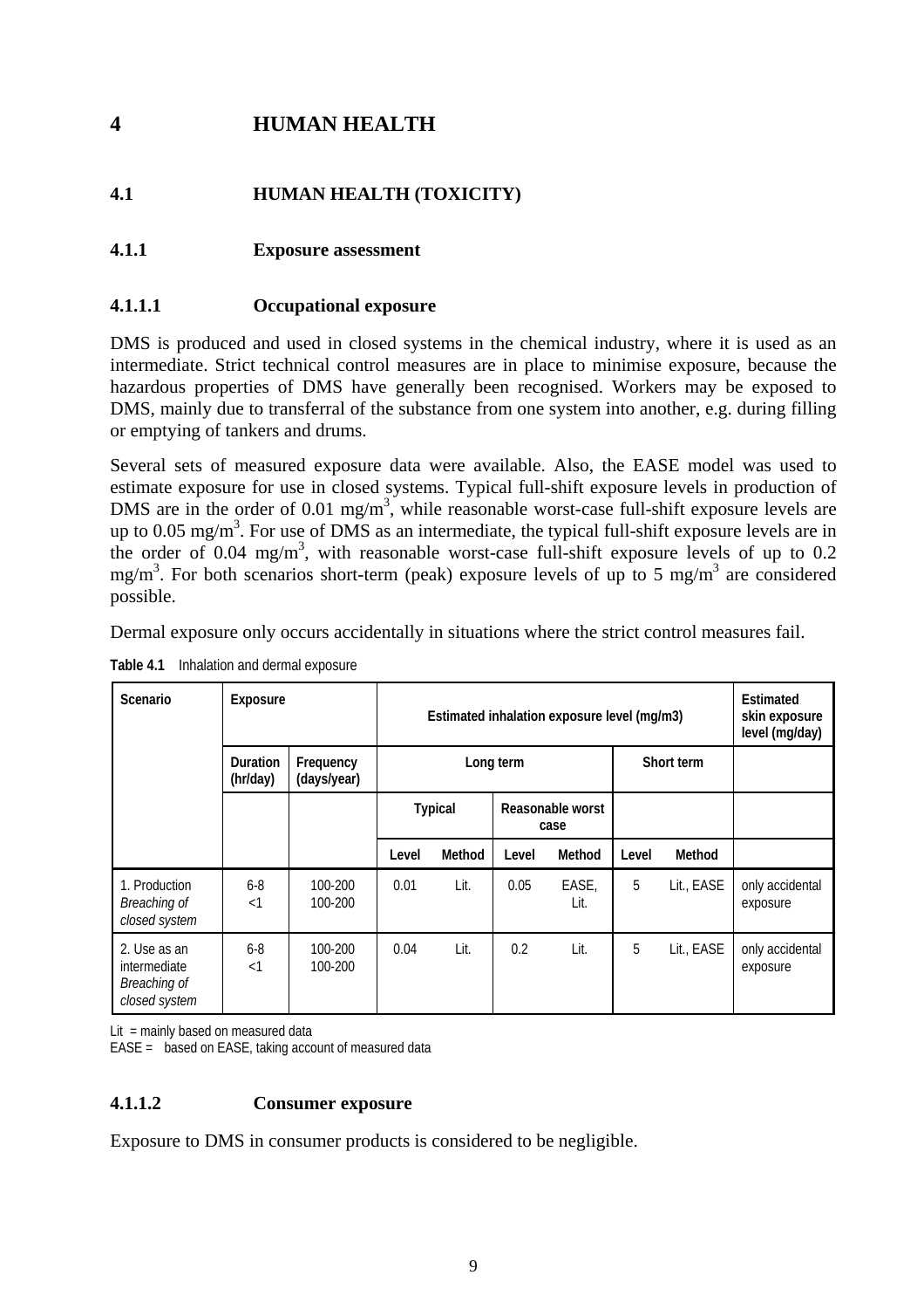# 4 HUMAN HEALTH

## 4.1 HUMAN HEALTH (TOXICITY)

### 4.1.1 Exposure assessment

#### 4.1.1.1 Occupational exposure

DMS is produced and used in closed systems in the chemical industry, where it is used as an intermediate. Strict technical control measures are in place to minimise exposure, because the hazardous properties of DMS have generally been recognised. Workers may be exposed to DMS, mainly due to transferral of the substance from one system into another, e.g. during filling or emptying of tankers and drums.

Several sets of measured exposure data were available. Also, the EASE model was used to estimate exposure for use in closed systems. Typical full-shift exposure levels in production of DMS are in the order of 0.01 mg/m$^3$, while reasonable worst-case full-shift exposure levels are up to 0.05 mg/m$^3$. For use of DMS as an intermediate, the typical full-shift exposure levels are in the order of 0.04 mg/m$^3$, with reasonable worst-case full-shift exposure levels of up to 0.2 mg/m$^3$. For both scenarios short-term (peak) exposure levels of up to 5 mg/m$^3$ are considered possible.

Dermal exposure only occurs accidentally in situations where the strict control measures fail.

**Table 4.1** Inhalation and dermal exposure

| Scenario | Exposure | | Estimated inhalation exposure level (mg/m3) | | | | | | Estimated skin exposure level (mg/day) |
|---|---|---|---|---|---|---|---|---|---|
| | Duration (hr/day) | Frequency (days/year) | Long term | | | | Short term | | |
| | | | Typical | | Reasonable worst case | | | | |
| | | | Level | Method | Level | Method | Level | Method | |
| 1. Production<br>*Breaching of closed system* | 6-8<br><1 | 100-200<br>100-200 | 0.01 | Lit. | 0.05 | EASE, Lit. | 5 | Lit., EASE | only accidental exposure |
| 2. Use as an intermediate<br>*Breaching of closed system* | 6-8<br><1 | 100-200<br>100-200 | 0.04 | Lit. | 0.2 | Lit. | 5 | Lit., EASE | only accidental exposure |

Lit = mainly based on measured data
EASE = based on EASE, taking account of measured data

#### 4.1.1.2 Consumer exposure

Exposure to DMS in consumer products is considered to be negligible.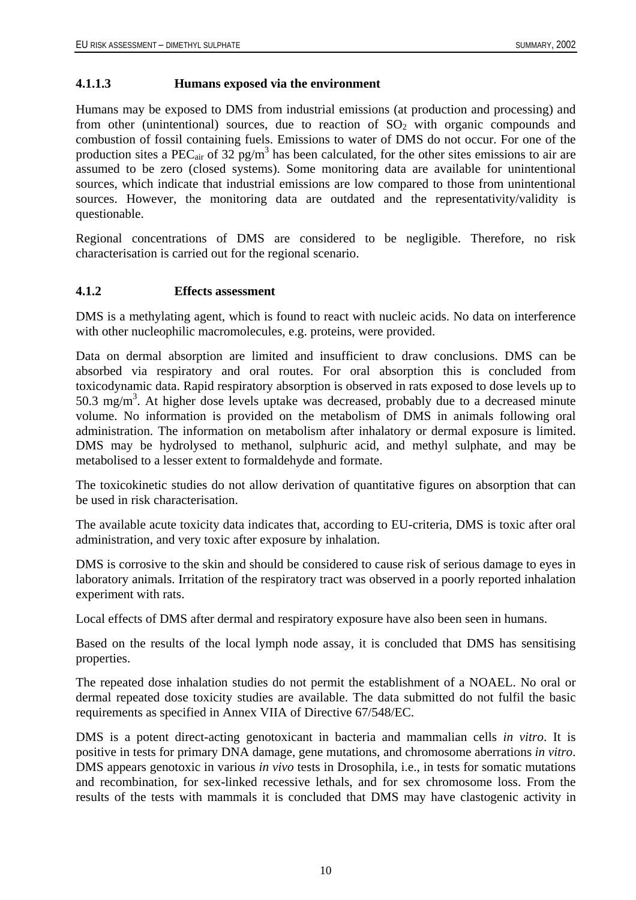#### 4.1.1.3 Humans exposed via the environment

Humans may be exposed to DMS from industrial emissions (at production and processing) and from other (unintentional) sources, due to reaction of $SO_2$ with organic compounds and combustion of fossil containing fuels. Emissions to water of DMS do not occur. For one of the production sites a $PEC_{air}$ of 32 $pg/m^3$ has been calculated, for the other sites emissions to air are assumed to be zero (closed systems). Some monitoring data are available for unintentional sources, which indicate that industrial emissions are low compared to those from unintentional sources. However, the monitoring data are outdated and the representativity/validity is questionable.

Regional concentrations of DMS are considered to be negligible. Therefore, no risk characterisation is carried out for the regional scenario.

### 4.1.2 Effects assessment

DMS is a methylating agent, which is found to react with nucleic acids. No data on interference with other nucleophilic macromolecules, e.g. proteins, were provided.

Data on dermal absorption are limited and insufficient to draw conclusions. DMS can be absorbed via respiratory and oral routes. For oral absorption this is concluded from toxicodynamic data. Rapid respiratory absorption is observed in rats exposed to dose levels up to 50.3 $mg/m^3$. At higher dose levels uptake was decreased, probably due to a decreased minute volume. No information is provided on the metabolism of DMS in animals following oral administration. The information on metabolism after inhalatory or dermal exposure is limited. DMS may be hydrolysed to methanol, sulphuric acid, and methyl sulphate, and may be metabolised to a lesser extent to formaldehyde and formate.

The toxicokinetic studies do not allow derivation of quantitative figures on absorption that can be used in risk characterisation.

The available acute toxicity data indicates that, according to EU-criteria, DMS is toxic after oral administration, and very toxic after exposure by inhalation.

DMS is corrosive to the skin and should be considered to cause risk of serious damage to eyes in laboratory animals. Irritation of the respiratory tract was observed in a poorly reported inhalation experiment with rats.

Local effects of DMS after dermal and respiratory exposure have also been seen in humans.

Based on the results of the local lymph node assay, it is concluded that DMS has sensitising properties.

The repeated dose inhalation studies do not permit the establishment of a NOAEL. No oral or dermal repeated dose toxicity studies are available. The data submitted do not fulfil the basic requirements as specified in Annex VIIA of Directive 67/548/EC.

DMS is a potent direct-acting genotoxicant in bacteria and mammalian cells *in vitro*. It is positive in tests for primary DNA damage, gene mutations, and chromosome aberrations *in vitro*. DMS appears genotoxic in various *in vivo* tests in Drosophila, i.e., in tests for somatic mutations and recombination, for sex-linked recessive lethals, and for sex chromosome loss. From the results of the tests with mammals it is concluded that DMS may have clastogenic activity in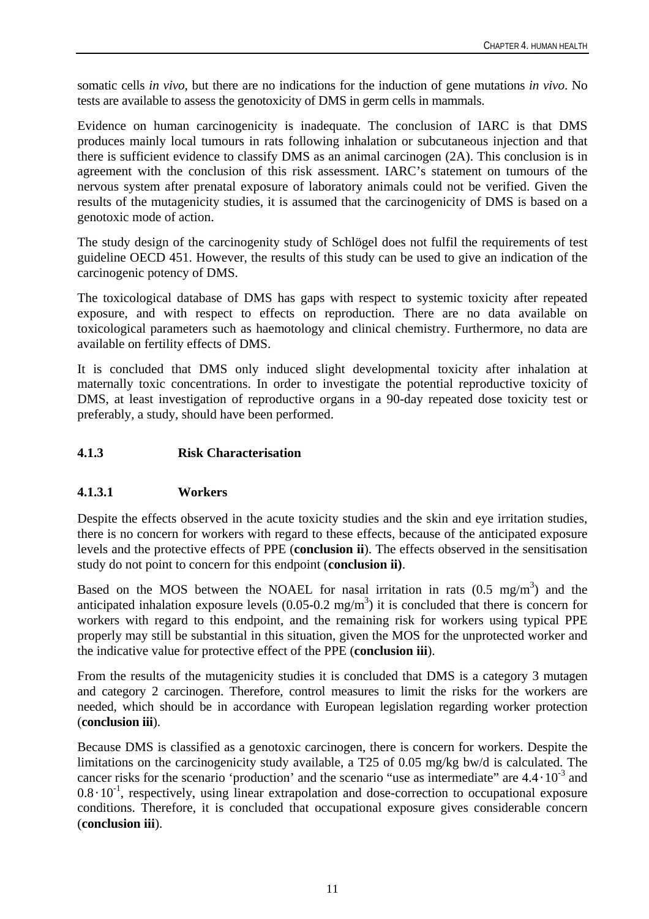somatic cells *in vivo*, but there are no indications for the induction of gene mutations *in vivo*. No tests are available to assess the genotoxicity of DMS in germ cells in mammals.

Evidence on human carcinogenicity is inadequate. The conclusion of IARC is that DMS produces mainly local tumours in rats following inhalation or subcutaneous injection and that there is sufficient evidence to classify DMS as an animal carcinogen (2A). This conclusion is in agreement with the conclusion of this risk assessment. IARC's statement on tumours of the nervous system after prenatal exposure of laboratory animals could not be verified. Given the results of the mutagenicity studies, it is assumed that the carcinogenicity of DMS is based on a genotoxic mode of action.

The study design of the carcinogenity study of Schlögel does not fulfil the requirements of test guideline OECD 451. However, the results of this study can be used to give an indication of the carcinogenic potency of DMS.

The toxicological database of DMS has gaps with respect to systemic toxicity after repeated exposure, and with respect to effects on reproduction. There are no data available on toxicological parameters such as haemotology and clinical chemistry. Furthermore, no data are available on fertility effects of DMS.

It is concluded that DMS only induced slight developmental toxicity after inhalation at maternally toxic concentrations. In order to investigate the potential reproductive toxicity of DMS, at least investigation of reproductive organs in a 90-day repeated dose toxicity test or preferably, a study, should have been performed.

### 4.1.3 Risk Characterisation

#### 4.1.3.1 Workers

Despite the effects observed in the acute toxicity studies and the skin and eye irritation studies, there is no concern for workers with regard to these effects, because of the anticipated exposure levels and the protective effects of PPE (**conclusion ii**). The effects observed in the sensitisation study do not point to concern for this endpoint (**conclusion ii)**.

Based on the MOS between the NOAEL for nasal irritation in rats (0.5 mg/m$^3$) and the anticipated inhalation exposure levels (0.05-0.2 mg/m$^3$) it is concluded that there is concern for workers with regard to this endpoint, and the remaining risk for workers using typical PPE properly may still be substantial in this situation, given the MOS for the unprotected worker and the indicative value for protective effect of the PPE (**conclusion iii**).

From the results of the mutagenicity studies it is concluded that DMS is a category 3 mutagen and category 2 carcinogen. Therefore, control measures to limit the risks for the workers are needed, which should be in accordance with European legislation regarding worker protection (**conclusion iii**).

Because DMS is classified as a genotoxic carcinogen, there is concern for workers. Despite the limitations on the carcinogenicity study available, a T25 of 0.05 mg/kg bw/d is calculated. The cancer risks for the scenario 'production' and the scenario "use as intermediate" are $4.4 \cdot 10^{-3}$ and $0.8 \cdot 10^{-1}$, respectively, using linear extrapolation and dose-correction to occupational exposure conditions. Therefore, it is concluded that occupational exposure gives considerable concern (**conclusion iii**).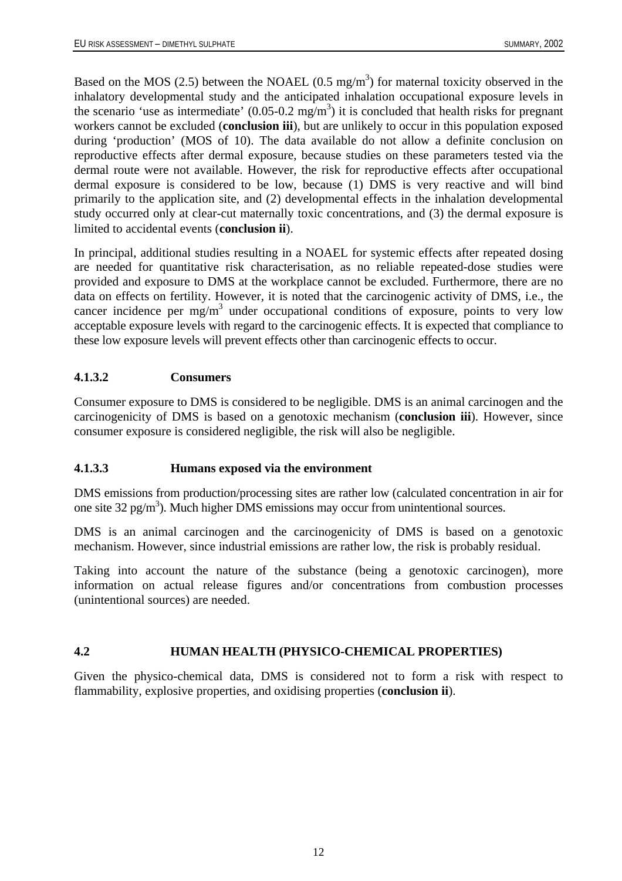Based on the MOS (2.5) between the NOAEL (0.5 mg/m$^3$) for maternal toxicity observed in the inhalatory developmental study and the anticipated inhalation occupational exposure levels in the scenario 'use as intermediate' (0.05-0.2 mg/m$^3$) it is concluded that health risks for pregnant workers cannot be excluded (**conclusion iii**), but are unlikely to occur in this population exposed during 'production' (MOS of 10). The data available do not allow a definite conclusion on reproductive effects after dermal exposure, because studies on these parameters tested via the dermal route were not available. However, the risk for reproductive effects after occupational dermal exposure is considered to be low, because (1) DMS is very reactive and will bind primarily to the application site, and (2) developmental effects in the inhalation developmental study occurred only at clear-cut maternally toxic concentrations, and (3) the dermal exposure is limited to accidental events (**conclusion ii**).

In principal, additional studies resulting in a NOAEL for systemic effects after repeated dosing are needed for quantitative risk characterisation, as no reliable repeated-dose studies were provided and exposure to DMS at the workplace cannot be excluded. Furthermore, there are no data on effects on fertility. However, it is noted that the carcinogenic activity of DMS, i.e., the cancer incidence per mg/m$^3$ under occupational conditions of exposure, points to very low acceptable exposure levels with regard to the carcinogenic effects. It is expected that compliance to these low exposure levels will prevent effects other than carcinogenic effects to occur.

#### 4.1.3.2 Consumers

Consumer exposure to DMS is considered to be negligible. DMS is an animal carcinogen and the carcinogenicity of DMS is based on a genotoxic mechanism (**conclusion iii**). However, since consumer exposure is considered negligible, the risk will also be negligible.

#### 4.1.3.3 Humans exposed via the environment

DMS emissions from production/processing sites are rather low (calculated concentration in air for one site 32 pg/m$^3$). Much higher DMS emissions may occur from unintentional sources.

DMS is an animal carcinogen and the carcinogenicity of DMS is based on a genotoxic mechanism. However, since industrial emissions are rather low, the risk is probably residual.

Taking into account the nature of the substance (being a genotoxic carcinogen), more information on actual release figures and/or concentrations from combustion processes (unintentional sources) are needed.

## 4.2 HUMAN HEALTH (PHYSICO-CHEMICAL PROPERTIES)

Given the physico-chemical data, DMS is considered not to form a risk with respect to flammability, explosive properties, and oxidising properties (**conclusion ii**).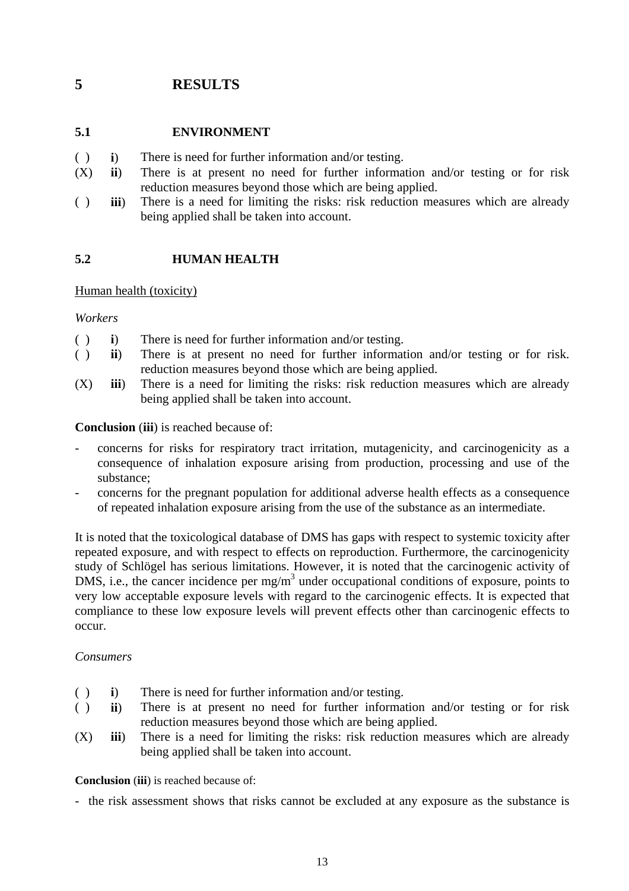# 5 RESULTS

## 5.1 ENVIRONMENT

( ) **i**) There is need for further information and/or testing.

(X) **ii**) There is at present no need for further information and/or testing or for risk reduction measures beyond those which are being applied.

( ) **iii**) There is a need for limiting the risks: risk reduction measures which are already being applied shall be taken into account.

## 5.2 HUMAN HEALTH

Human health (toxicity)

*Workers*

( ) **i**) There is need for further information and/or testing.

( ) **ii**) There is at present no need for further information and/or testing or for risk. reduction measures beyond those which are being applied.

(X) **iii**) There is a need for limiting the risks: risk reduction measures which are already being applied shall be taken into account.

**Conclusion** (**iii**) is reached because of:

- concerns for risks for respiratory tract irritation, mutagenicity, and carcinogenicity as a consequence of inhalation exposure arising from production, processing and use of the substance;
- concerns for the pregnant population for additional adverse health effects as a consequence of repeated inhalation exposure arising from the use of the substance as an intermediate.

It is noted that the toxicological database of DMS has gaps with respect to systemic toxicity after repeated exposure, and with respect to effects on reproduction. Furthermore, the carcinogenicity study of Schlögel has serious limitations. However, it is noted that the carcinogenic activity of DMS, i.e., the cancer incidence per mg/m$^3$ under occupational conditions of exposure, points to very low acceptable exposure levels with regard to the carcinogenic effects. It is expected that compliance to these low exposure levels will prevent effects other than carcinogenic effects to occur.

*Consumers*

( ) **i**) There is need for further information and/or testing.

( ) **ii**) There is at present no need for further information and/or testing or for risk reduction measures beyond those which are being applied.

(X) **iii**) There is a need for limiting the risks: risk reduction measures which are already being applied shall be taken into account.

**Conclusion** (**iii**) is reached because of:

- the risk assessment shows that risks cannot be excluded at any exposure as the substance is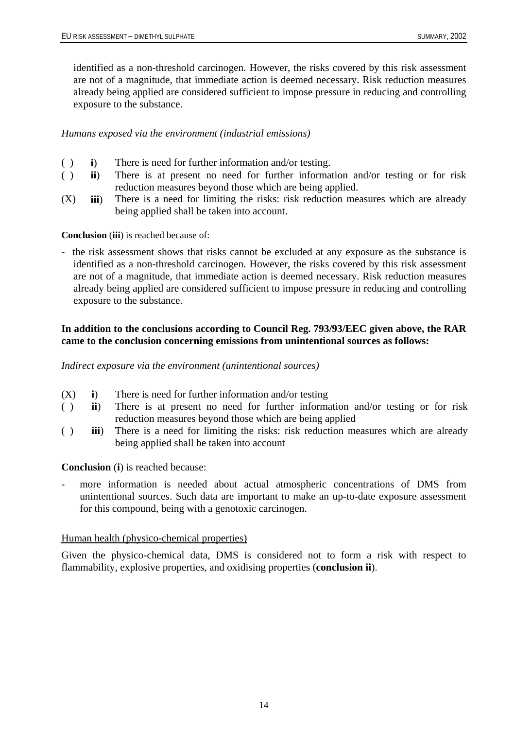identified as a non-threshold carcinogen. However, the risks covered by this risk assessment are not of a magnitude, that immediate action is deemed necessary. Risk reduction measures already being applied are considered sufficient to impose pressure in reducing and controlling exposure to the substance.

*Humans exposed via the environment (industrial emissions)*

( ) **i**) There is need for further information and/or testing.

( ) **ii**) There is at present no need for further information and/or testing or for risk reduction measures beyond those which are being applied.

(X) **iii**) There is a need for limiting the risks: risk reduction measures which are already being applied shall be taken into account.

**Conclusion** (**iii**) is reached because of:

- the risk assessment shows that risks cannot be excluded at any exposure as the substance is identified as a non-threshold carcinogen. However, the risks covered by this risk assessment are not of a magnitude, that immediate action is deemed necessary. Risk reduction measures already being applied are considered sufficient to impose pressure in reducing and controlling exposure to the substance.

**In addition to the conclusions according to Council Reg. 793/93/EEC given above, the RAR came to the conclusion concerning emissions from unintentional sources as follows:**

*Indirect exposure via the environment (unintentional sources)*

(X) **i**) There is need for further information and/or testing

( ) **ii**) There is at present no need for further information and/or testing or for risk reduction measures beyond those which are being applied

( ) **iii**) There is a need for limiting the risks: risk reduction measures which are already being applied shall be taken into account

**Conclusion** (**i**) is reached because:

- more information is needed about actual atmospheric concentrations of DMS from unintentional sources. Such data are important to make an up-to-date exposure assessment for this compound, being with a genotoxic carcinogen.

<u>Human health (physico-chemical properties)</u>

Given the physico-chemical data, DMS is considered not to form a risk with respect to flammability, explosive properties, and oxidising properties (**conclusion ii**).